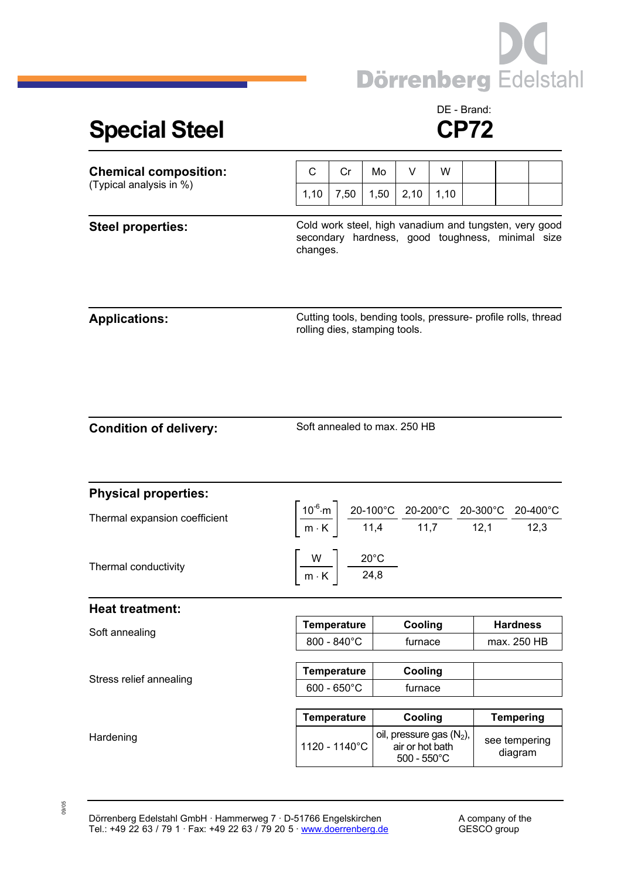Dörrenberg Edelstahl

# Special Steel

DE - Brand:
**CP72**

**Chemical composition:**
(Typical analysis in %)

| C | Cr | Mo | V | W | | | |
|---|---|---|---|---|---|---|---|
| 1,10 | 7,50 | 1,50 | 2,10 | 1,10 | | | |

**Steel properties:**

Cold work steel, high vanadium and tungsten, very good secondary hardness, good toughness, minimal size changes.

**Applications:**

Cutting tools, bending tools, pressure- profile rolls, thread rolling dies, stamping tools.

**Condition of delivery:**

Soft annealed to max. 250 HB

**Physical properties:**

Thermal expansion coefficient $\left[\frac{10^{-6} \cdot m}{m \cdot K}\right]$

| 20-100°C | 20-200°C | 20-300°C | 20-400°C |
|---|---|---|---|
| 11,4 | 11,7 | 12,1 | 12,3 |

Thermal conductivity $\left[\frac{W}{m \cdot K}\right]$

| 20°C |
|---|
| 24,8 |

**Heat treatment:**

Soft annealing

| Temperature | Cooling | Hardness |
|---|---|---|
| 800 - 840°C | furnace | max. 250 HB |

Stress relief annealing

| Temperature | Cooling | |
|---|---|---|
| 600 - 650°C | furnace | |

Hardening

| Temperature | Cooling | Tempering |
|---|---|---|
| 1120 - 1140°C | oil, pressure gas ($N_2$), air or hot bath 500 - 550°C | see tempering diagram |

Dörrenberg Edelstahl GmbH · Hammerweg 7 · D-51766 Engelskirchen
Tel.: +49 22 63 / 79 1 · Fax: +49 22 63 / 79 20 5 · www.doerrenberg.de

A company of the GESCO group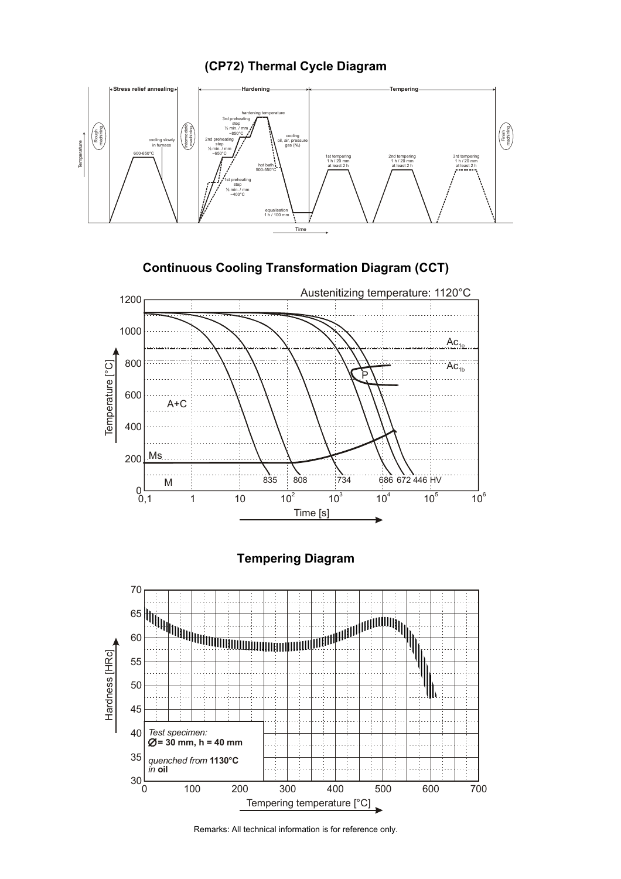## (CP72) Thermal Cycle Diagram

Stress relief annealing
Hardening
Tempering

Temperature
Rough machining
600-650°C
cooling slowly in furnace
Intermediate machining
1st preheating step ½ min. / mm ~400°C
2nd preheating step ½ min. / mm ~650°C
3rd preheating step ½ min. / mm ~850°C
hardening temperature
cooling oil, air, pressure gas ($N_2$)
hot bath 500-550°C
equalisation 1 h / 100 mm
1st tempering 1 h / 20 mm at least 2 h
2nd tempering 1 h / 20 mm at least 2 h
3rd tempering 1 h / 20 mm at least 2 h
Finish machining
Time

## Continuous Cooling Transformation Diagram (CCT)

Austenitizing temperature: 1120°C

Temperature [°C]
$Ac_{1e}$
$Ac_{1b}$
P
A+C
Ms
M
835 808 734 686 672 446 HV
Time [s]
0,1 1 10 $10^2$ $10^3$ $10^4$ $10^5$ $10^6$

## Tempering Diagram

Hardness [HRc]

*Test specimen:*
**∅= 30 mm, h = 40 mm**

*quenched from* **1130°C**
*in* **oil**

Tempering temperature [°C]

Remarks: All technical information is for reference only.